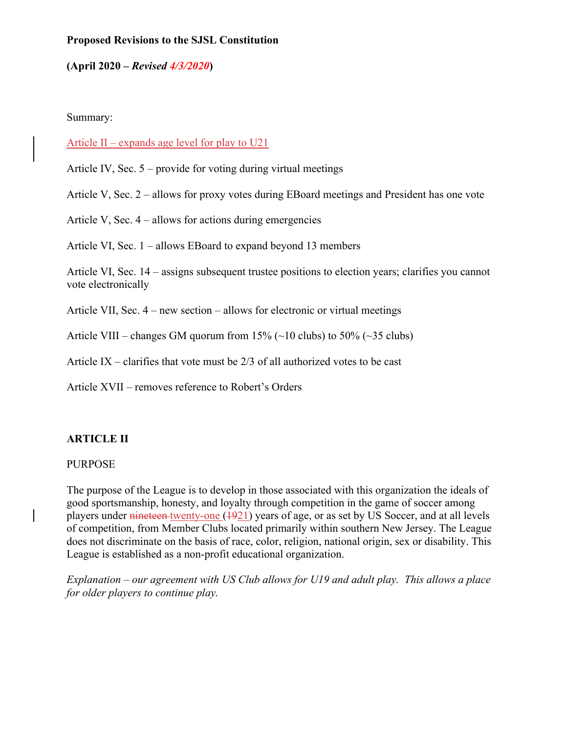**Proposed Revisions to the SJSL Constitution**

**(April 2020 – *Revised 4/3/2020*)**

Summary:

Article II – expands age level for play to U21

Article IV, Sec. 5 – provide for voting during virtual meetings

Article V, Sec. 2 – allows for proxy votes during EBoard meetings and President has one vote

Article V, Sec. 4 – allows for actions during emergencies

Article VI, Sec. 1 – allows EBoard to expand beyond 13 members

Article VI, Sec. 14 – assigns subsequent trustee positions to election years; clarifies you cannot vote electronically

Article VII, Sec. 4 – new section – allows for electronic or virtual meetings

Article VIII – changes GM quorum from 15% (~10 clubs) to 50% (~35 clubs)

Article IX – clarifies that vote must be 2/3 of all authorized votes to be cast

Article XVII – removes reference to Robert's Orders

**ARTICLE II**

PURPOSE

The purpose of the League is to develop in those associated with this organization the ideals of good sportsmanship, honesty, and loyalty through competition in the game of soccer among players under ~~nineteen~~ twenty-one (~~19~~21) years of age, or as set by US Soccer, and at all levels of competition, from Member Clubs located primarily within southern New Jersey. The League does not discriminate on the basis of race, color, religion, national origin, sex or disability. This League is established as a non-profit educational organization.

*Explanation – our agreement with US Club allows for U19 and adult play. This allows a place for older players to continue play.*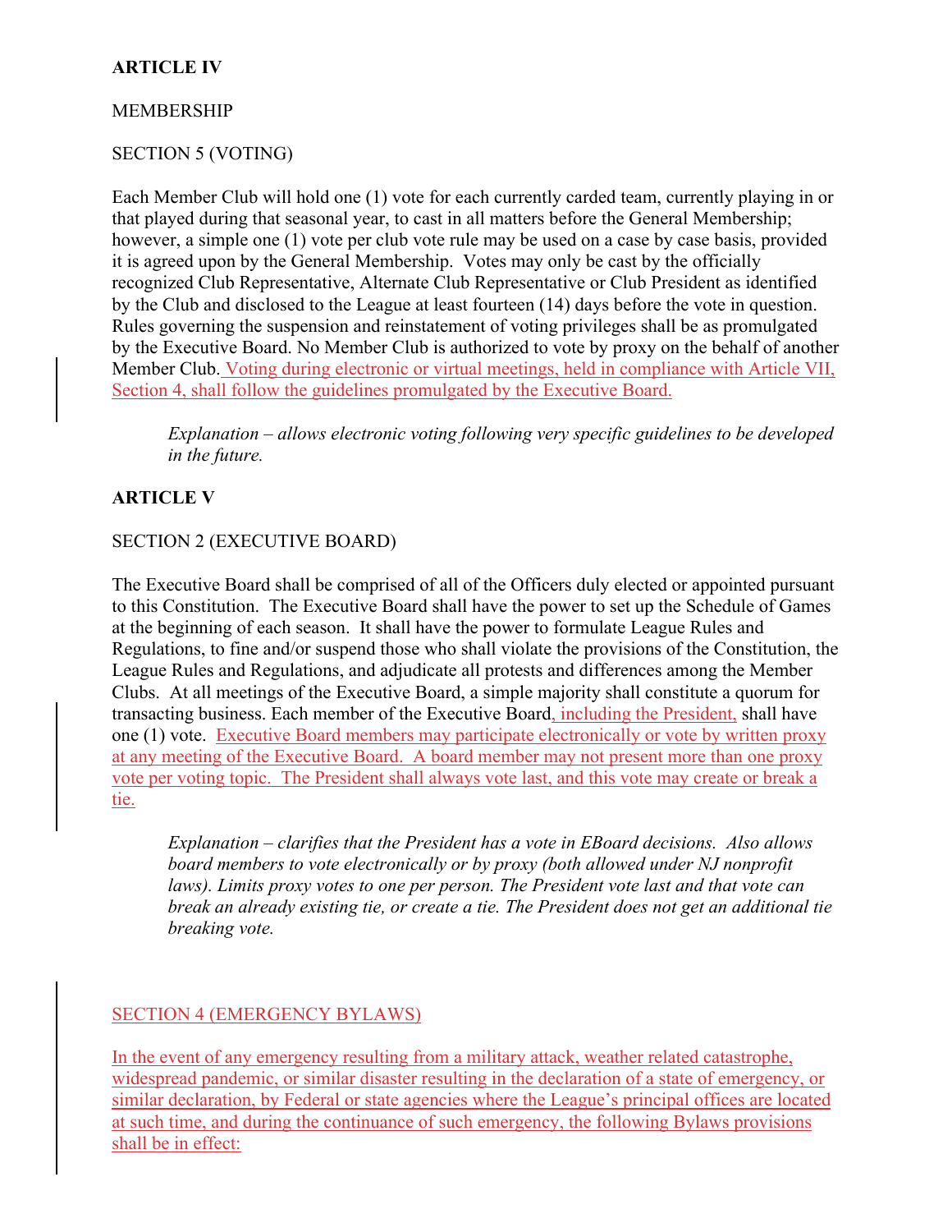**ARTICLE IV**

MEMBERSHIP

SECTION 5 (VOTING)

Each Member Club will hold one (1) vote for each currently carded team, currently playing in or that played during that seasonal year, to cast in all matters before the General Membership; however, a simple one (1) vote per club vote rule may be used on a case by case basis, provided it is agreed upon by the General Membership. Votes may only be cast by the officially recognized Club Representative, Alternate Club Representative or Club President as identified by the Club and disclosed to the League at least fourteen (14) days before the vote in question. Rules governing the suspension and reinstatement of voting privileges shall be as promulgated by the Executive Board. No Member Club is authorized to vote by proxy on the behalf of another Member Club. Voting during electronic or virtual meetings, held in compliance with Article VII, Section 4, shall follow the guidelines promulgated by the Executive Board.

> *Explanation – allows electronic voting following very specific guidelines to be developed in the future.*

**ARTICLE V**

SECTION 2 (EXECUTIVE BOARD)

The Executive Board shall be comprised of all of the Officers duly elected or appointed pursuant to this Constitution. The Executive Board shall have the power to set up the Schedule of Games at the beginning of each season. It shall have the power to formulate League Rules and Regulations, to fine and/or suspend those who shall violate the provisions of the Constitution, the League Rules and Regulations, and adjudicate all protests and differences among the Member Clubs. At all meetings of the Executive Board, a simple majority shall constitute a quorum for transacting business. Each member of the Executive Board, including the President, shall have one (1) vote. Executive Board members may participate electronically or vote by written proxy at any meeting of the Executive Board. A board member may not present more than one proxy vote per voting topic. The President shall always vote last, and this vote may create or break a tie.

> *Explanation – clarifies that the President has a vote in EBoard decisions. Also allows board members to vote electronically or by proxy (both allowed under NJ nonprofit laws). Limits proxy votes to one per person. The President vote last and that vote can break an already existing tie, or create a tie. The President does not get an additional tie breaking vote.*

SECTION 4 (EMERGENCY BYLAWS)

In the event of any emergency resulting from a military attack, weather related catastrophe, widespread pandemic, or similar disaster resulting in the declaration of a state of emergency, or similar declaration, by Federal or state agencies where the League's principal offices are located at such time, and during the continuance of such emergency, the following Bylaws provisions shall be in effect: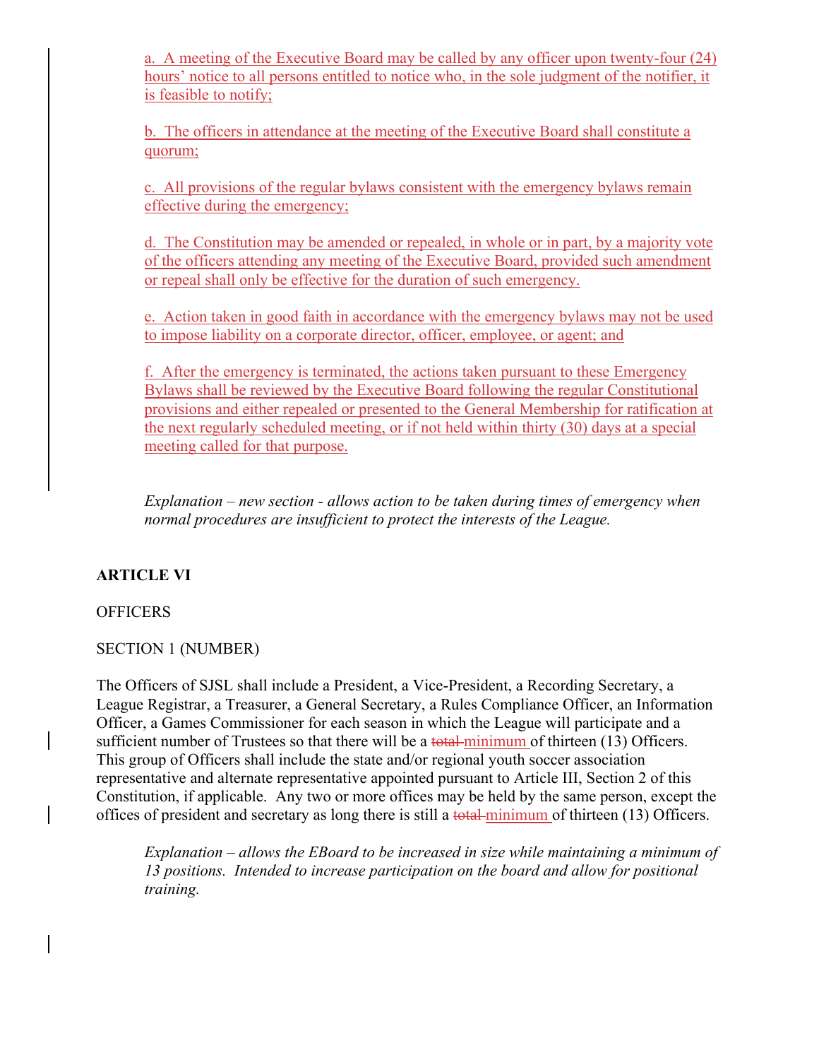a. A meeting of the Executive Board may be called by any officer upon twenty-four (24) hours' notice to all persons entitled to notice who, in the sole judgment of the notifier, it is feasible to notify;

b. The officers in attendance at the meeting of the Executive Board shall constitute a quorum;

c. All provisions of the regular bylaws consistent with the emergency bylaws remain effective during the emergency;

d. The Constitution may be amended or repealed, in whole or in part, by a majority vote of the officers attending any meeting of the Executive Board, provided such amendment or repeal shall only be effective for the duration of such emergency.

e. Action taken in good faith in accordance with the emergency bylaws may not be used to impose liability on a corporate director, officer, employee, or agent; and

f. After the emergency is terminated, the actions taken pursuant to these Emergency Bylaws shall be reviewed by the Executive Board following the regular Constitutional provisions and either repealed or presented to the General Membership for ratification at the next regularly scheduled meeting, or if not held within thirty (30) days at a special meeting called for that purpose.

*Explanation – new section - allows action to be taken during times of emergency when normal procedures are insufficient to protect the interests of the League.*

**ARTICLE VI**

OFFICERS

SECTION 1 (NUMBER)

The Officers of SJSL shall include a President, a Vice-President, a Recording Secretary, a League Registrar, a Treasurer, a General Secretary, a Rules Compliance Officer, an Information Officer, a Games Commissioner for each season in which the League will participate and a sufficient number of Trustees so that there will be a ~~total~~ minimum of thirteen (13) Officers. This group of Officers shall include the state and/or regional youth soccer association representative and alternate representative appointed pursuant to Article III, Section 2 of this Constitution, if applicable. Any two or more offices may be held by the same person, except the offices of president and secretary as long there is still a ~~total~~ minimum of thirteen (13) Officers.

*Explanation – allows the EBoard to be increased in size while maintaining a minimum of 13 positions. Intended to increase participation on the board and allow for positional training.*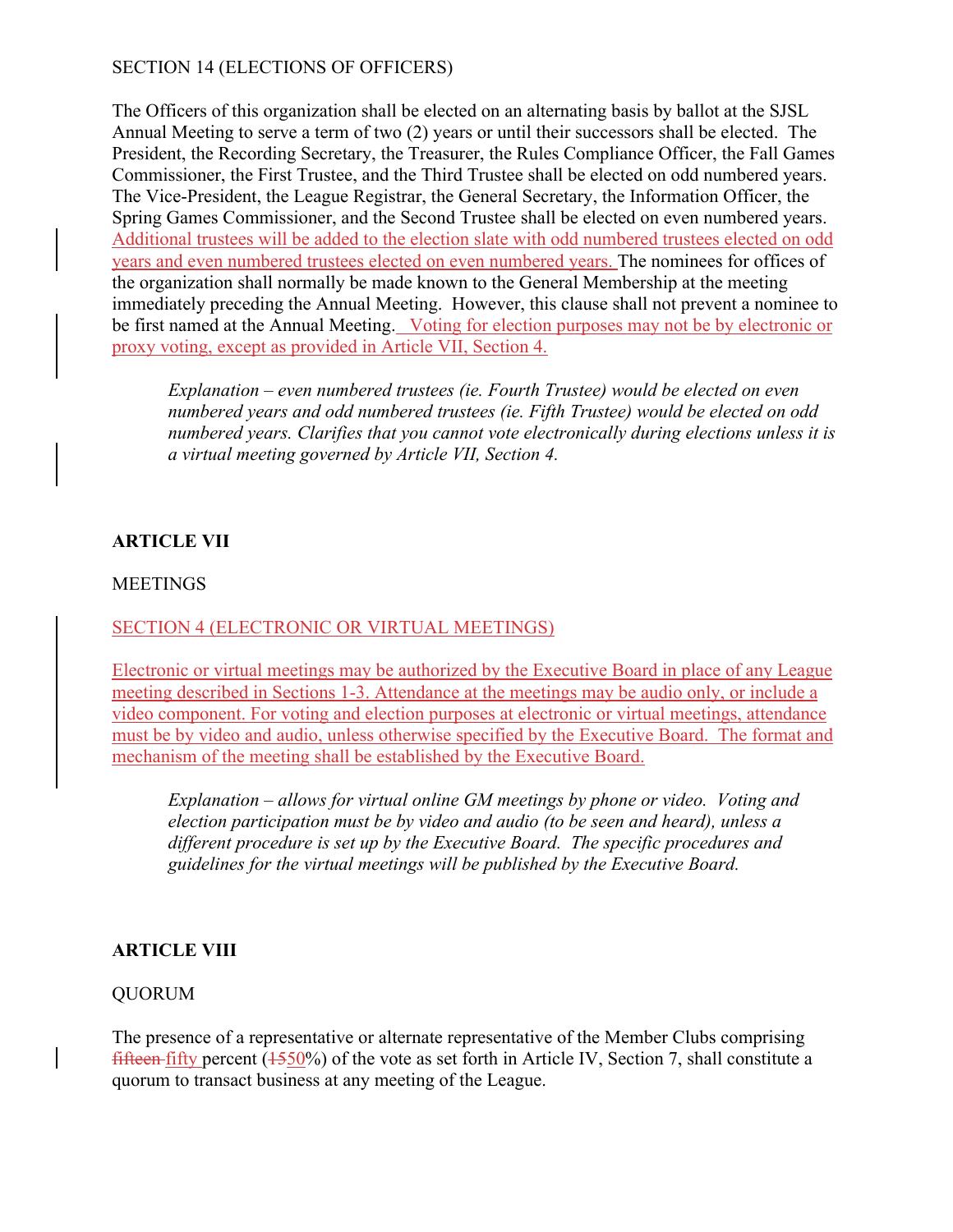SECTION 14 (ELECTIONS OF OFFICERS)

The Officers of this organization shall be elected on an alternating basis by ballot at the SJSL Annual Meeting to serve a term of two (2) years or until their successors shall be elected. The President, the Recording Secretary, the Treasurer, the Rules Compliance Officer, the Fall Games Commissioner, the First Trustee, and the Third Trustee shall be elected on odd numbered years. The Vice-President, the League Registrar, the General Secretary, the Information Officer, the Spring Games Commissioner, and the Second Trustee shall be elected on even numbered years. Additional trustees will be added to the election slate with odd numbered trustees elected on odd years and even numbered trustees elected on even numbered years. The nominees for offices of the organization shall normally be made known to the General Membership at the meeting immediately preceding the Annual Meeting. However, this clause shall not prevent a nominee to be first named at the Annual Meeting. Voting for election purposes may not be by electronic or proxy voting, except as provided in Article VII, Section 4.

> *Explanation – even numbered trustees (ie. Fourth Trustee) would be elected on even numbered years and odd numbered trustees (ie. Fifth Trustee) would be elected on odd numbered years. Clarifies that you cannot vote electronically during elections unless it is a virtual meeting governed by Article VII, Section 4.*

**ARTICLE VII**

MEETINGS

SECTION 4 (ELECTRONIC OR VIRTUAL MEETINGS)

Electronic or virtual meetings may be authorized by the Executive Board in place of any League meeting described in Sections 1-3. Attendance at the meetings may be audio only, or include a video component. For voting and election purposes at electronic or virtual meetings, attendance must be by video and audio, unless otherwise specified by the Executive Board. The format and mechanism of the meeting shall be established by the Executive Board.

> *Explanation – allows for virtual online GM meetings by phone or video. Voting and election participation must be by video and audio (to be seen and heard), unless a different procedure is set up by the Executive Board. The specific procedures and guidelines for the virtual meetings will be published by the Executive Board.*

**ARTICLE VIII**

QUORUM

The presence of a representative or alternate representative of the Member Clubs comprising ~~fifteen~~ fifty percent (~~15~~50%) of the vote as set forth in Article IV, Section 7, shall constitute a quorum to transact business at any meeting of the League.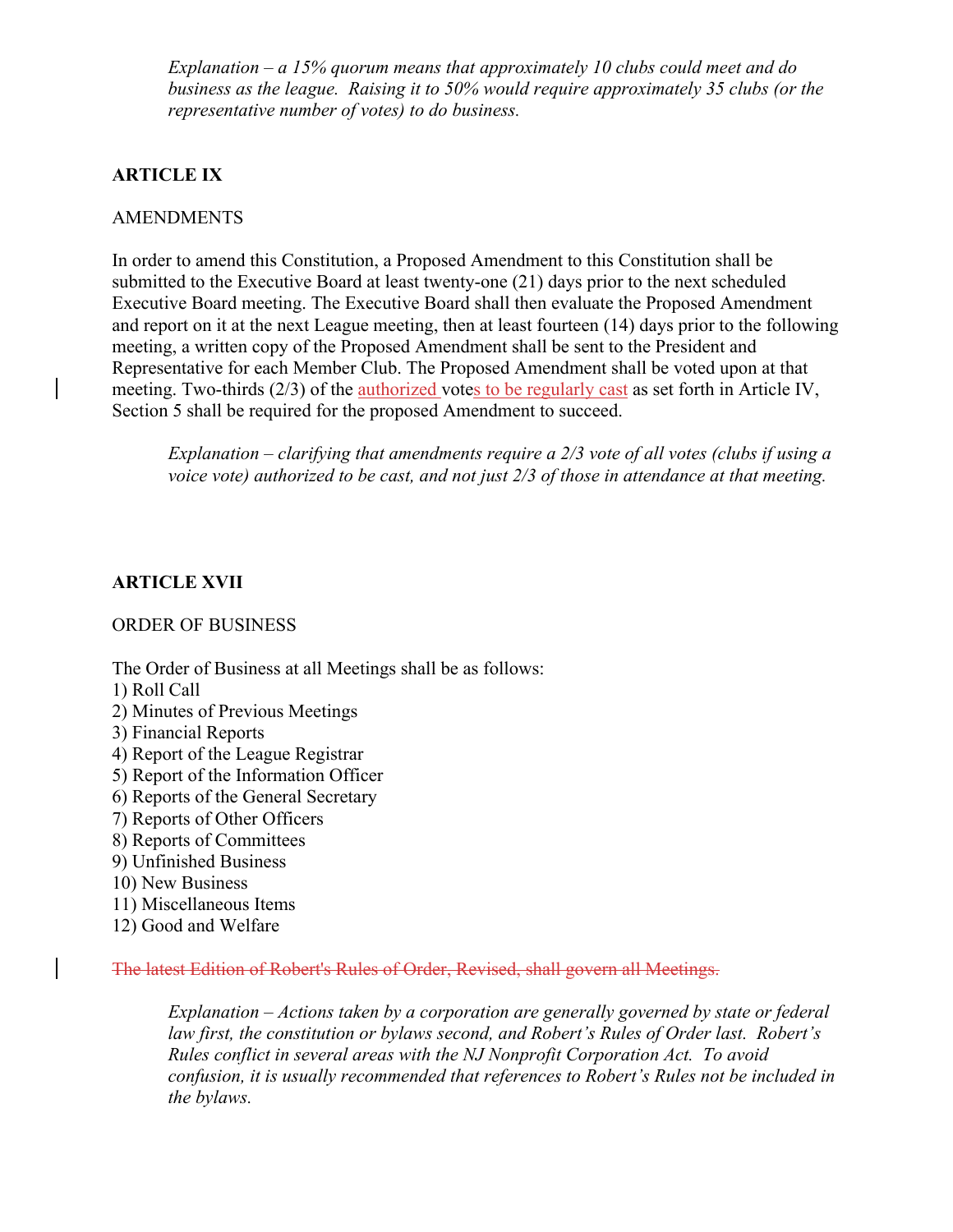*Explanation – a 15% quorum means that approximately 10 clubs could meet and do business as the league. Raising it to 50% would require approximately 35 clubs (or the representative number of votes) to do business.*

**ARTICLE IX**

AMENDMENTS

In order to amend this Constitution, a Proposed Amendment to this Constitution shall be submitted to the Executive Board at least twenty-one (21) days prior to the next scheduled Executive Board meeting. The Executive Board shall then evaluate the Proposed Amendment and report on it at the next League meeting, then at least fourteen (14) days prior to the following meeting, a written copy of the Proposed Amendment shall be sent to the President and Representative for each Member Club. The Proposed Amendment shall be voted upon at that meeting. Two-thirds (2/3) of the <ins>authorized</ins> vote<ins>s to be regularly cast</ins> as set forth in Article IV, Section 5 shall be required for the proposed Amendment to succeed.

*Explanation – clarifying that amendments require a 2/3 vote of all votes (clubs if using a voice vote) authorized to be cast, and not just 2/3 of those in attendance at that meeting.*

**ARTICLE XVII**

ORDER OF BUSINESS

The Order of Business at all Meetings shall be as follows:
1) Roll Call
2) Minutes of Previous Meetings
3) Financial Reports
4) Report of the League Registrar
5) Report of the Information Officer
6) Reports of the General Secretary
7) Reports of Other Officers
8) Reports of Committees
9) Unfinished Business
10) New Business
11) Miscellaneous Items
12) Good and Welfare

~~The latest Edition of Robert's Rules of Order, Revised, shall govern all Meetings.~~

*Explanation – Actions taken by a corporation are generally governed by state or federal law first, the constitution or bylaws second, and Robert's Rules of Order last. Robert's Rules conflict in several areas with the NJ Nonprofit Corporation Act. To avoid confusion, it is usually recommended that references to Robert's Rules not be included in the bylaws.*